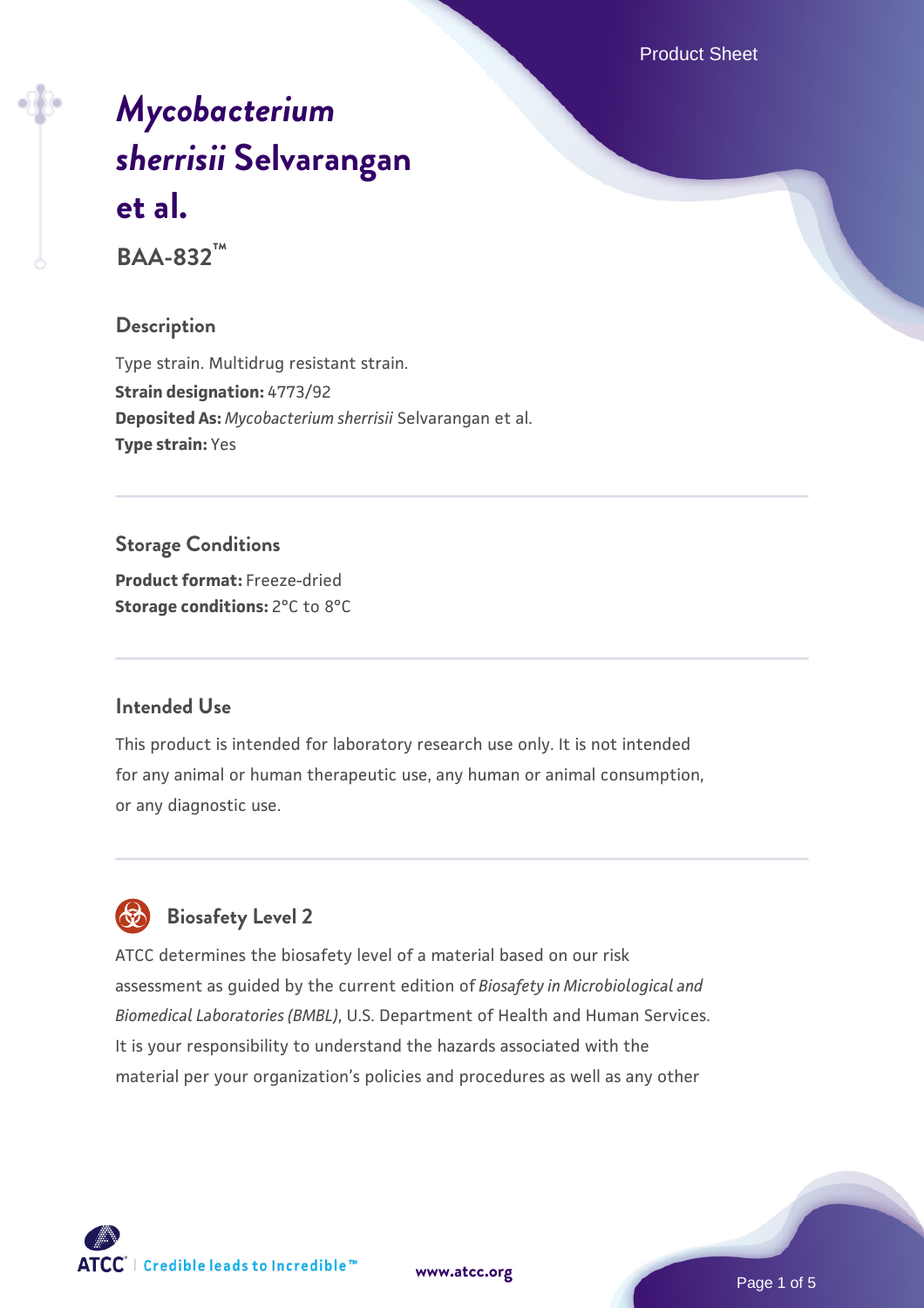# *Mycobacterium sherrisii* Selvarangan et al.

**BAA-832™**

## Description

Type strain. Multidrug resistant strain.
**Strain designation:** 4773/92
**Deposited As:** *Mycobacterium sherrisii* Selvarangan et al.
**Type strain:** Yes

## Storage Conditions

**Product format:** Freeze-dried
**Storage conditions:** 2°C to 8°C

## Intended Use

This product is intended for laboratory research use only. It is not intended for any animal or human therapeutic use, any human or animal consumption, or any diagnostic use.

## Biosafety Level 2

ATCC determines the biosafety level of a material based on our risk assessment as guided by the current edition of *Biosafety in Microbiological and Biomedical Laboratories (BMBL)*, U.S. Department of Health and Human Services. It is your responsibility to understand the hazards associated with the material per your organization's policies and procedures as well as any other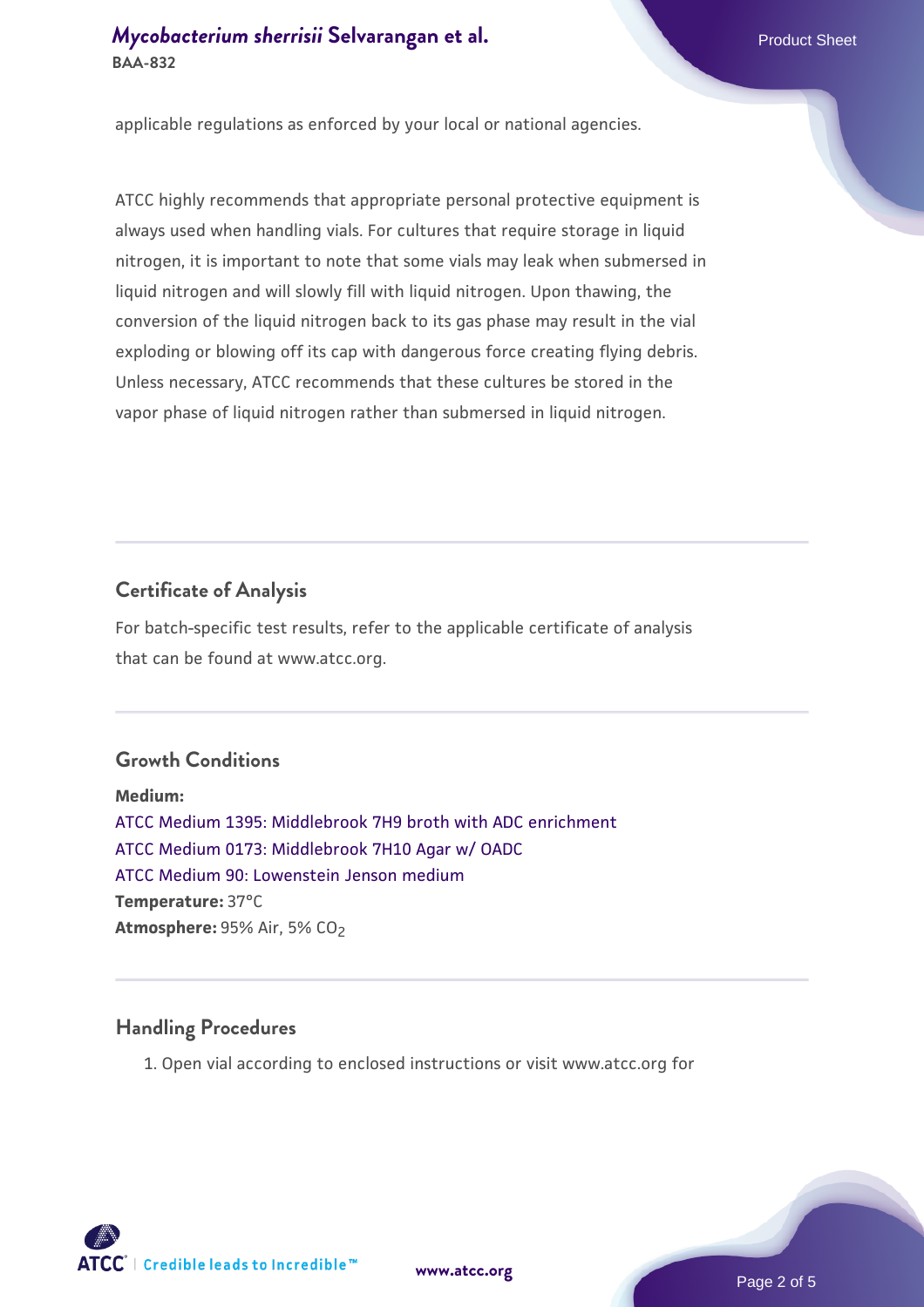applicable regulations as enforced by your local or national agencies.

ATCC highly recommends that appropriate personal protective equipment is always used when handling vials. For cultures that require storage in liquid nitrogen, it is important to note that some vials may leak when submersed in liquid nitrogen and will slowly fill with liquid nitrogen. Upon thawing, the conversion of the liquid nitrogen back to its gas phase may result in the vial exploding or blowing off its cap with dangerous force creating flying debris. Unless necessary, ATCC recommends that these cultures be stored in the vapor phase of liquid nitrogen rather than submersed in liquid nitrogen.

## Certificate of Analysis

For batch-specific test results, refer to the applicable certificate of analysis that can be found at www.atcc.org.

## Growth Conditions

**Medium:**
ATCC Medium 1395: Middlebrook 7H9 broth with ADC enrichment
ATCC Medium 0173: Middlebrook 7H10 Agar w/ OADC
ATCC Medium 90: Lowenstein Jenson medium
**Temperature:** 37°C
**Atmosphere:** 95% Air, 5% $CO_2$

## Handling Procedures

1. Open vial according to enclosed instructions or visit www.atcc.org for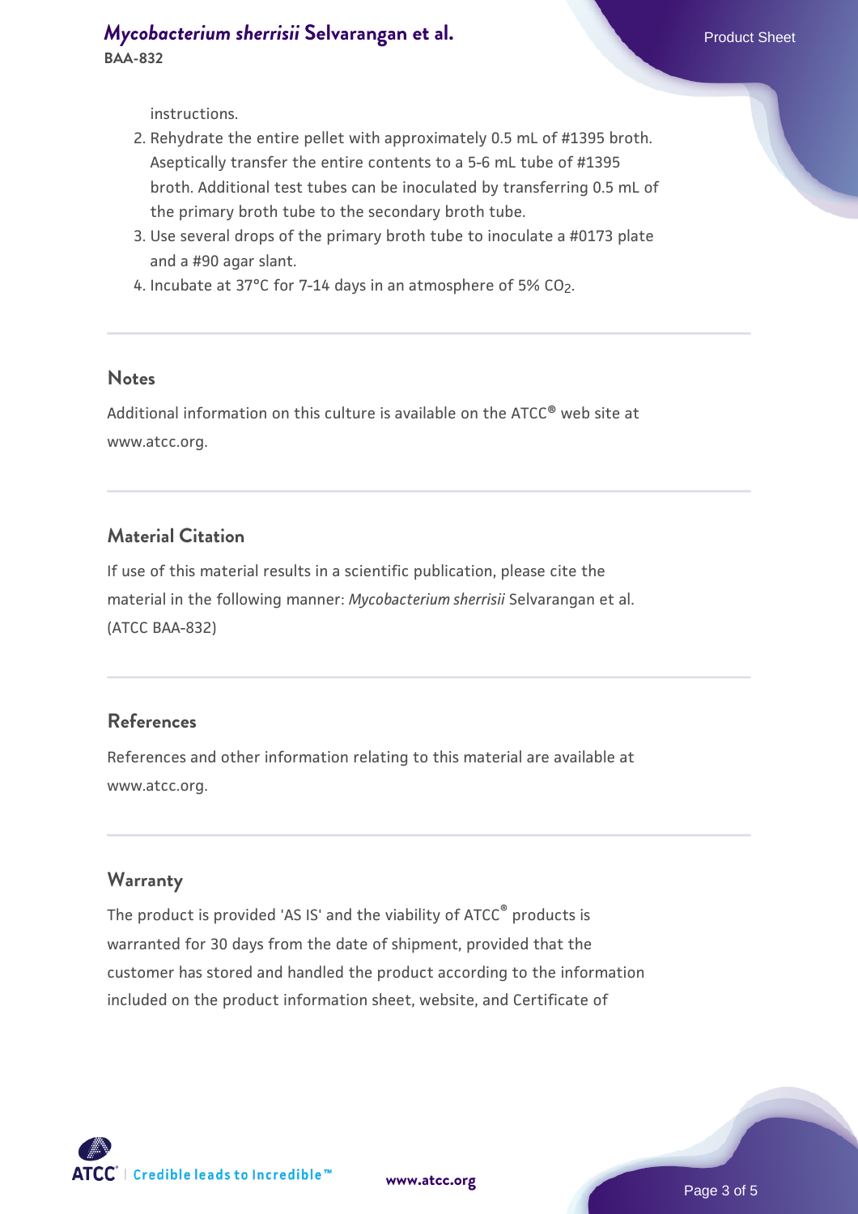instructions.

2. Rehydrate the entire pellet with approximately 0.5 mL of #1395 broth. Aseptically transfer the entire contents to a 5-6 mL tube of #1395 broth. Additional test tubes can be inoculated by transferring 0.5 mL of the primary broth tube to the secondary broth tube.
3. Use several drops of the primary broth tube to inoculate a #0173 plate and a #90 agar slant.
4. Incubate at 37°C for 7-14 days in an atmosphere of 5% $CO_2$.

### Notes

Additional information on this culture is available on the ATCC® web site at www.atcc.org.

### Material Citation

If use of this material results in a scientific publication, please cite the material in the following manner: *Mycobacterium sherrisii* Selvarangan et al. (ATCC BAA-832)

### References

References and other information relating to this material are available at www.atcc.org.

### Warranty

The product is provided 'AS IS' and the viability of ATCC® products is warranted for 30 days from the date of shipment, provided that the customer has stored and handled the product according to the information included on the product information sheet, website, and Certificate of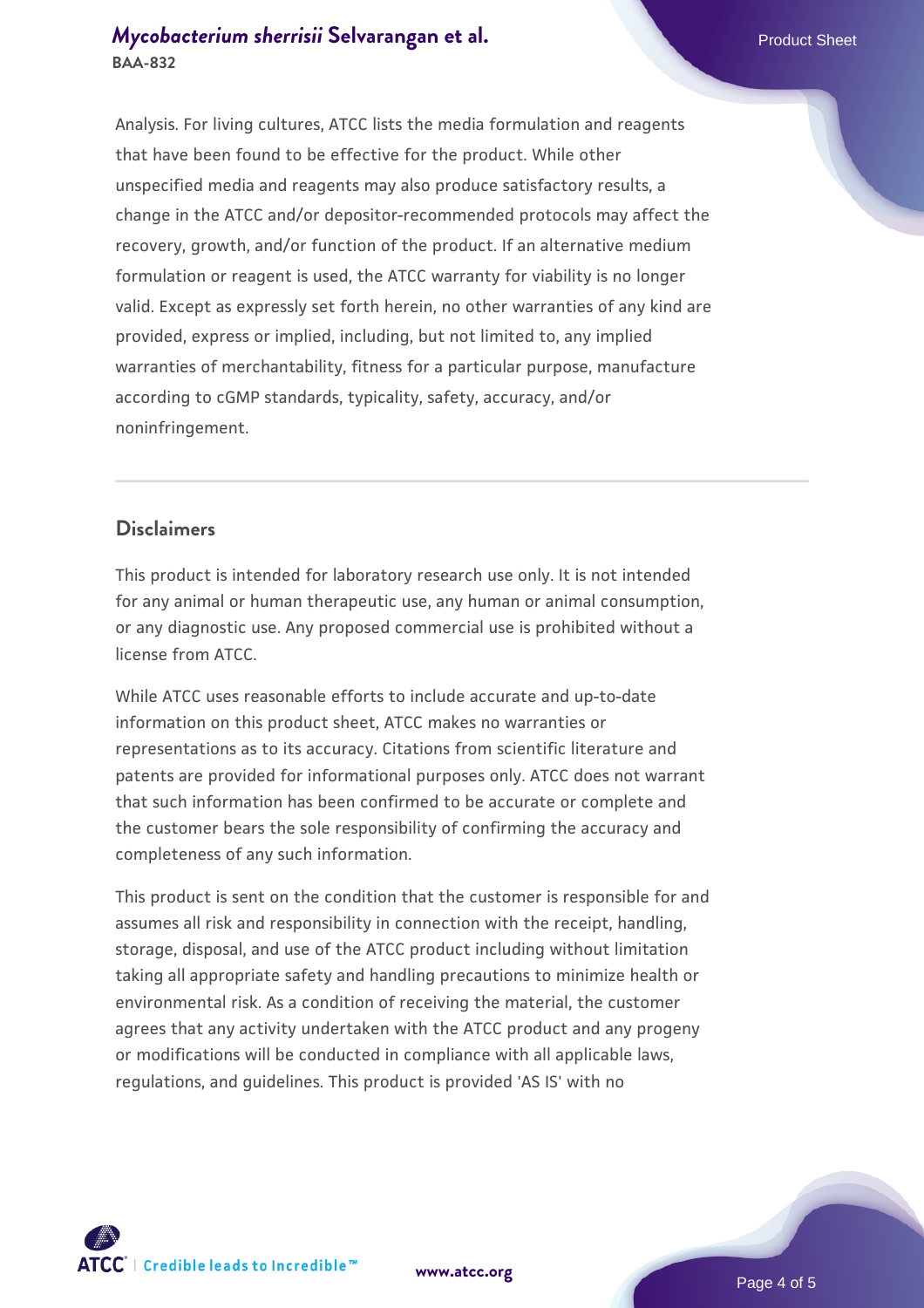Analysis. For living cultures, ATCC lists the media formulation and reagents that have been found to be effective for the product. While other unspecified media and reagents may also produce satisfactory results, a change in the ATCC and/or depositor-recommended protocols may affect the recovery, growth, and/or function of the product. If an alternative medium formulation or reagent is used, the ATCC warranty for viability is no longer valid. Except as expressly set forth herein, no other warranties of any kind are provided, express or implied, including, but not limited to, any implied warranties of merchantability, fitness for a particular purpose, manufacture according to cGMP standards, typicality, safety, accuracy, and/or noninfringement.

## Disclaimers

This product is intended for laboratory research use only. It is not intended for any animal or human therapeutic use, any human or animal consumption, or any diagnostic use. Any proposed commercial use is prohibited without a license from ATCC.

While ATCC uses reasonable efforts to include accurate and up-to-date information on this product sheet, ATCC makes no warranties or representations as to its accuracy. Citations from scientific literature and patents are provided for informational purposes only. ATCC does not warrant that such information has been confirmed to be accurate or complete and the customer bears the sole responsibility of confirming the accuracy and completeness of any such information.

This product is sent on the condition that the customer is responsible for and assumes all risk and responsibility in connection with the receipt, handling, storage, disposal, and use of the ATCC product including without limitation taking all appropriate safety and handling precautions to minimize health or environmental risk. As a condition of receiving the material, the customer agrees that any activity undertaken with the ATCC product and any progeny or modifications will be conducted in compliance with all applicable laws, regulations, and guidelines. This product is provided 'AS IS' with no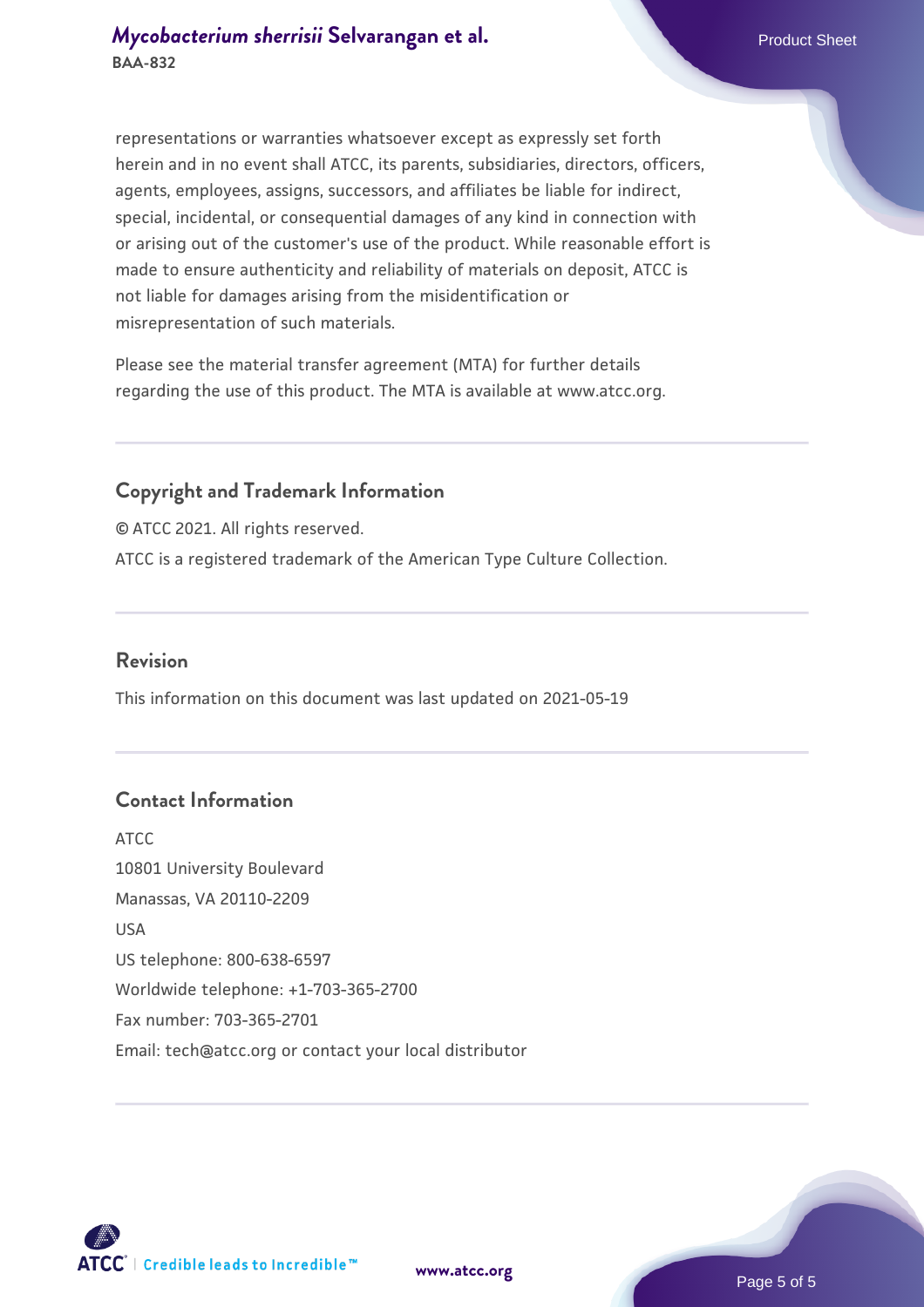representations or warranties whatsoever except as expressly set forth herein and in no event shall ATCC, its parents, subsidiaries, directors, officers, agents, employees, assigns, successors, and affiliates be liable for indirect, special, incidental, or consequential damages of any kind in connection with or arising out of the customer's use of the product. While reasonable effort is made to ensure authenticity and reliability of materials on deposit, ATCC is not liable for damages arising from the misidentification or misrepresentation of such materials.

Please see the material transfer agreement (MTA) for further details regarding the use of this product. The MTA is available at www.atcc.org.

## Copyright and Trademark Information

© ATCC 2021. All rights reserved.

ATCC is a registered trademark of the American Type Culture Collection.

## Revision

This information on this document was last updated on 2021-05-19

## Contact Information

ATCC
10801 University Boulevard
Manassas, VA 20110-2209
USA
US telephone: 800-638-6597
Worldwide telephone: +1-703-365-2700
Fax number: 703-365-2701
Email: tech@atcc.org or contact your local distributor